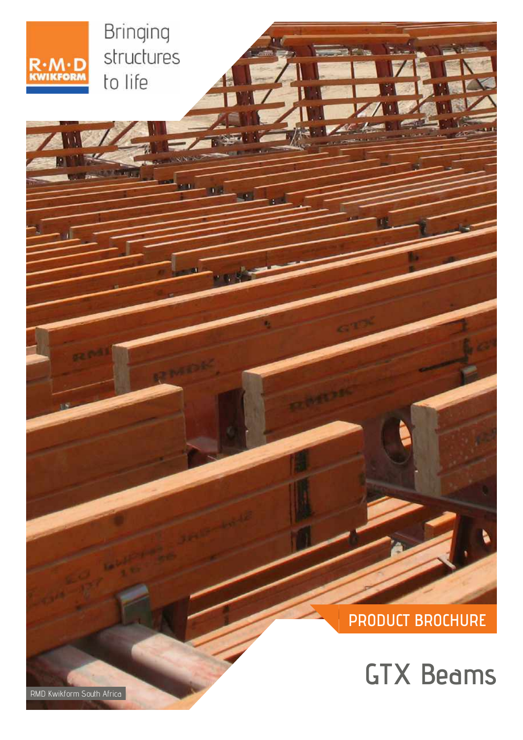R·M·D KWIKFORM

Bringing structures to life

PRODUCT BROCHURE

# GTX Beams

RMD Kwikform South Africa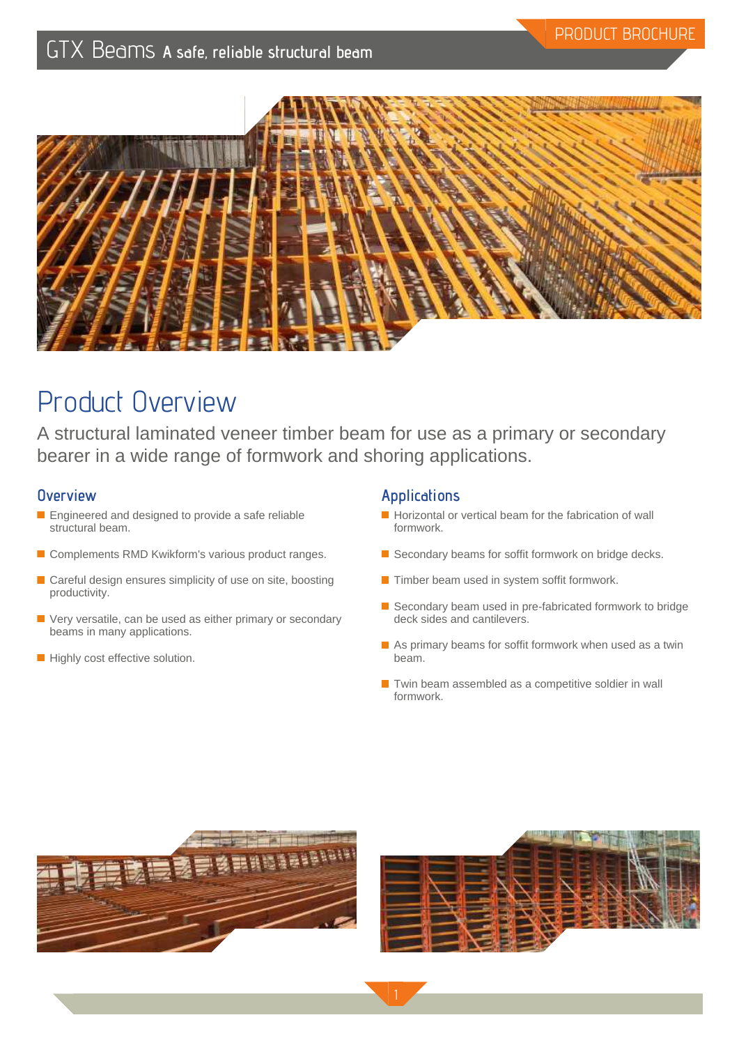# GTX Beams A safe, reliable structural beam

PRODUCT BROCHURE

## Product Overview

A structural laminated veneer timber beam for use as a primary or secondary bearer in a wide range of formwork and shoring applications.

### Overview

- Engineered and designed to provide a safe reliable structural beam.
- Complements RMD Kwikform's various product ranges.
- Careful design ensures simplicity of use on site, boosting productivity.
- Very versatile, can be used as either primary or secondary beams in many applications.
- Highly cost effective solution.

### Applications

- Horizontal or vertical beam for the fabrication of wall formwork.
- Secondary beams for soffit formwork on bridge decks.
- Timber beam used in system soffit formwork.
- Secondary beam used in pre-fabricated formwork to bridge deck sides and cantilevers.
- As primary beams for soffit formwork when used as a twin beam.
- Twin beam assembled as a competitive soldier in wall formwork.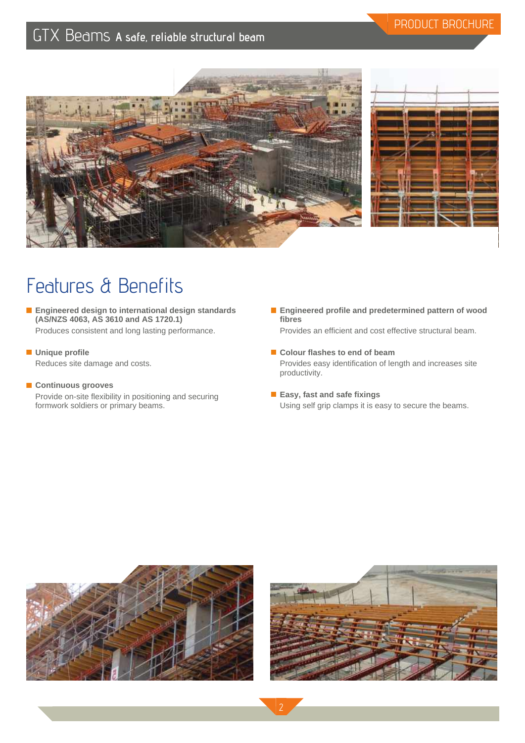# GTX Beams A safe, reliable structural beam

## Features & Benefits

- **Engineered design to international design standards (AS/NZS 4063, AS 3610 and AS 1720.1)**
  Produces consistent and long lasting performance.

- **Unique profile**
  Reduces site damage and costs.

- **Continuous grooves**
  Provide on-site flexibility in positioning and securing formwork soldiers or primary beams.

- **Engineered profile and predetermined pattern of wood fibres**
  Provides an efficient and cost effective structural beam.

- **Colour flashes to end of beam**
  Provides easy identification of length and increases site productivity.

- **Easy, fast and safe fixings**
  Using self grip clamps it is easy to secure the beams.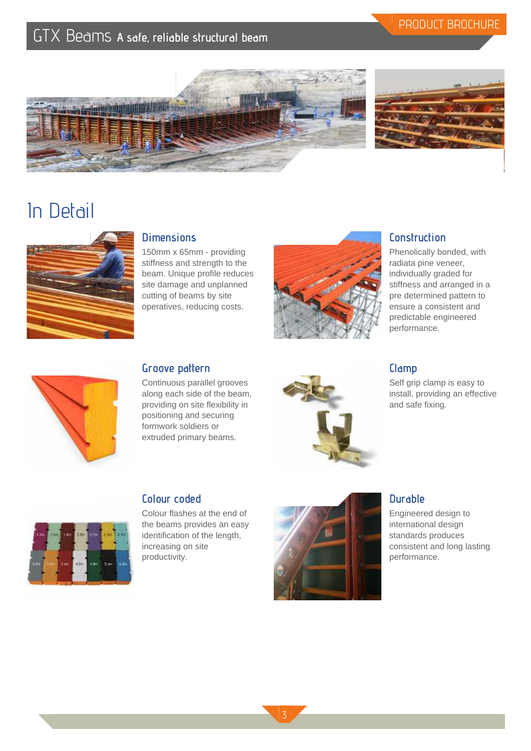# GTX Beams A safe, reliable structural beam

PRODUCT BROCHURE

## In Detail

### Dimensions

150mm x 65mm - providing stiffness and strength to the beam. Unique profile reduces site damage and unplanned cutting of beams by site operatives, reducing costs.

### Construction

Phenolically bonded, with radiata pine veneer, individually graded for stiffness and arranged in a pre determined pattern to ensure a consistent and predictable engineered performance.

### Groove pattern

Continuous parallel grooves along each side of the beam, providing on site flexibility in positioning and securing formwork soldiers or extruded primary beams.

### Clamp

Self grip clamp is easy to install, providing an effective and safe fixing.

### Colour coded

Colour flashes at the end of the beams provides an easy identification of the length, increasing on site productivity.

### Durable

Engineered design to international design standards produces consistent and long lasting performance.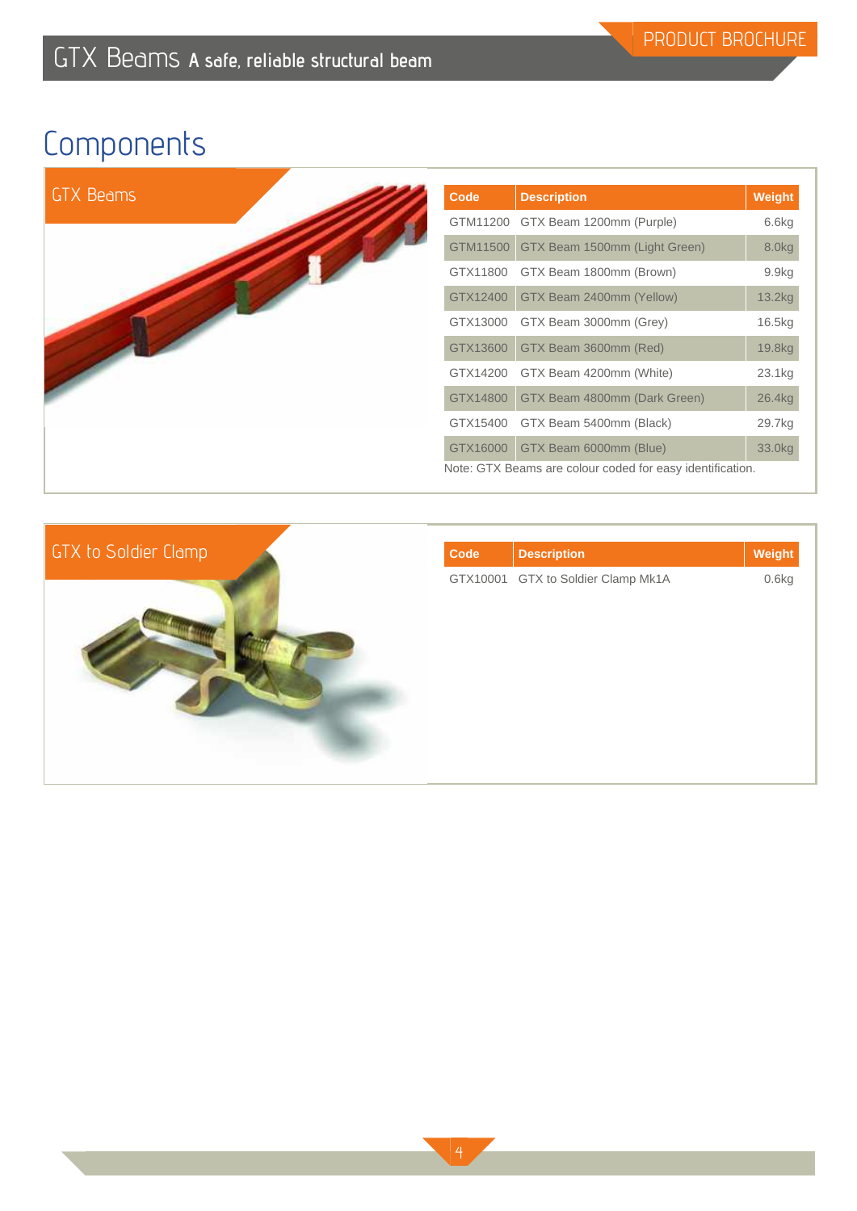# Components

## GTX Beams

| Code | Description | Weight |
|---|---|---|
| GTM11200 | GTX Beam 1200mm (Purple) | 6.6kg |
| GTM11500 | GTX Beam 1500mm (Light Green) | 8.0kg |
| GTX11800 | GTX Beam 1800mm (Brown) | 9.9kg |
| GTX12400 | GTX Beam 2400mm (Yellow) | 13.2kg |
| GTX13000 | GTX Beam 3000mm (Grey) | 16.5kg |
| GTX13600 | GTX Beam 3600mm (Red) | 19.8kg |
| GTX14200 | GTX Beam 4200mm (White) | 23.1kg |
| GTX14800 | GTX Beam 4800mm (Dark Green) | 26.4kg |
| GTX15400 | GTX Beam 5400mm (Black) | 29.7kg |
| GTX16000 | GTX Beam 6000mm (Blue) | 33.0kg |

Note: GTX Beams are colour coded for easy identification.

## GTX to Soldier Clamp

| Code | Description | Weight |
|---|---|---|
| GTX10001 | GTX to Soldier Clamp Mk1A | 0.6kg |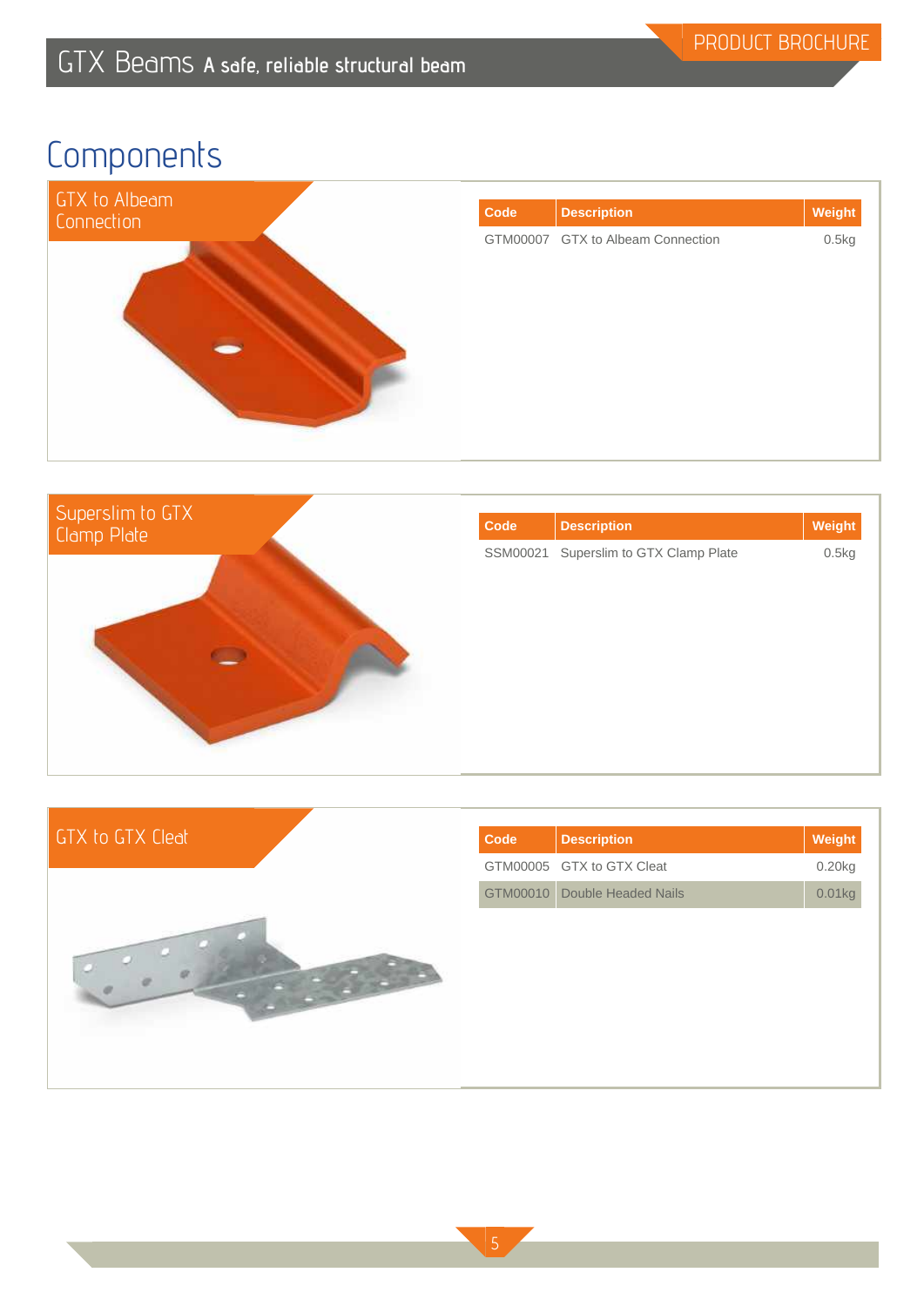# Components

## GTX to Albeam Connection

| Code | Description | Weight |
|---|---|---|
| GTM00007 | GTX to Albeam Connection | 0.5kg |

## Superslim to GTX Clamp Plate

| Code | Description | Weight |
|---|---|---|
| SSM00021 | Superslim to GTX Clamp Plate | 0.5kg |

## GTX to GTX Cleat

| Code | Description | Weight |
|---|---|---|
| GTM00005 | GTX to GTX Cleat | 0.20kg |
| GTM00010 | Double Headed Nails | 0.01kg |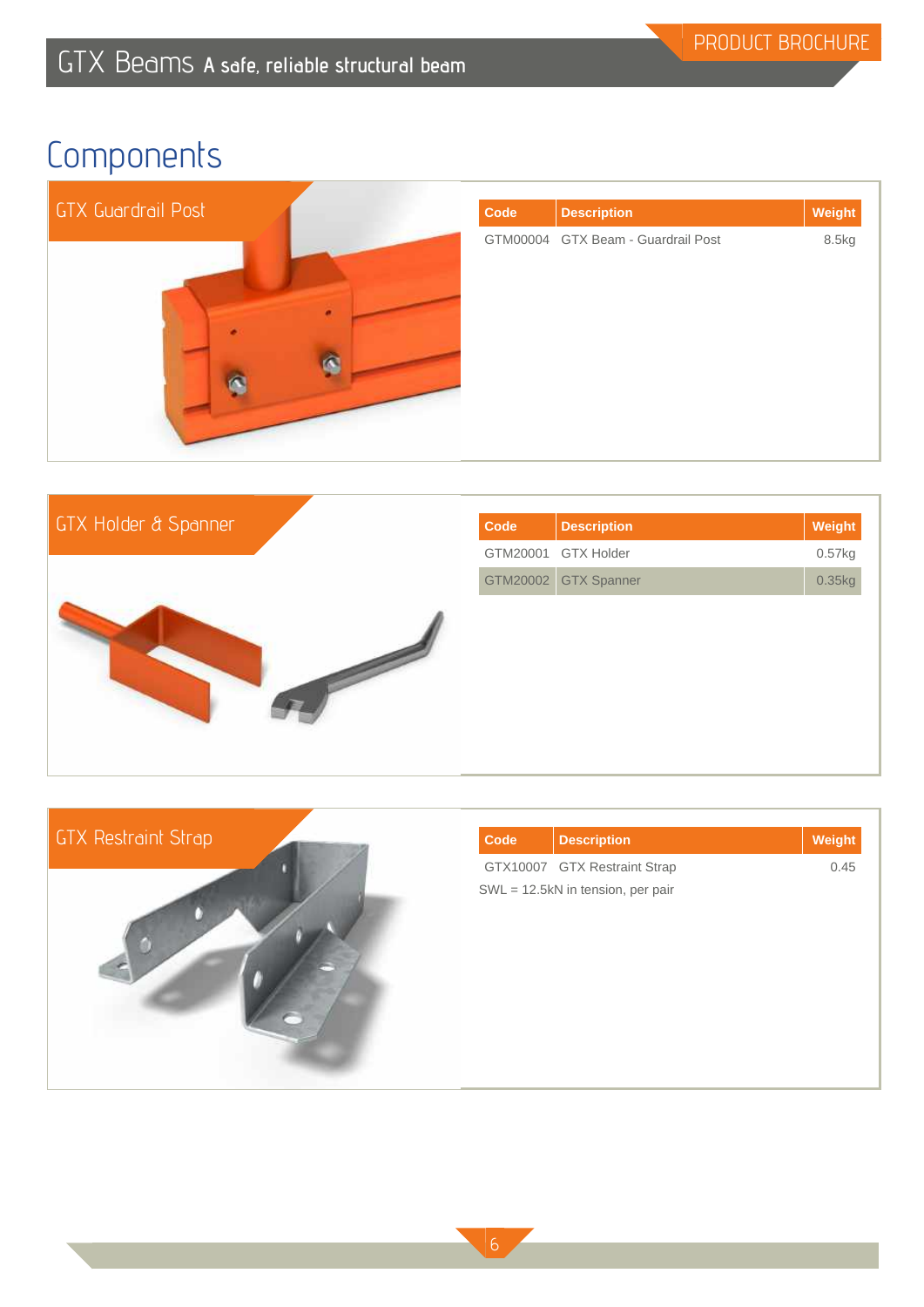# Components

## GTX Guardrail Post

| Code | Description | Weight |
|---|---|---|
| GTM00004 | GTX Beam - Guardrail Post | 8.5kg |

## GTX Holder & Spanner

| Code | Description | Weight |
|---|---|---|
| GTM20001 | GTX Holder | 0.57kg |
| GTM20002 | GTX Spanner | 0.35kg |

## GTX Restraint Strap

| Code | Description | Weight |
|---|---|---|
| GTX10007 | GTX Restraint Strap | 0.45 |

SWL = 12.5kN in tension, per pair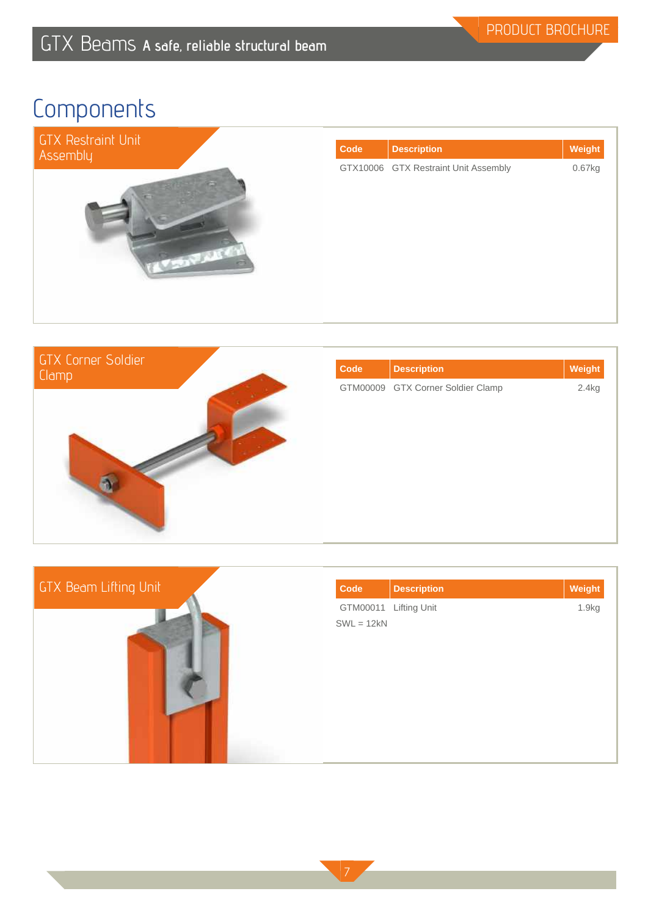# Components

## GTX Restraint Unit Assembly

| Code | Description | Weight |
|---|---|---|
| GTX10006 | GTX Restraint Unit Assembly | 0.67kg |

## GTX Corner Soldier Clamp

| Code | Description | Weight |
|---|---|---|
| GTM00009 | GTX Corner Soldier Clamp | 2.4kg |

## GTX Beam Lifting Unit

| Code | Description | Weight |
|---|---|---|
| GTM00011 | Lifting Unit | 1.9kg |

SWL = 12kN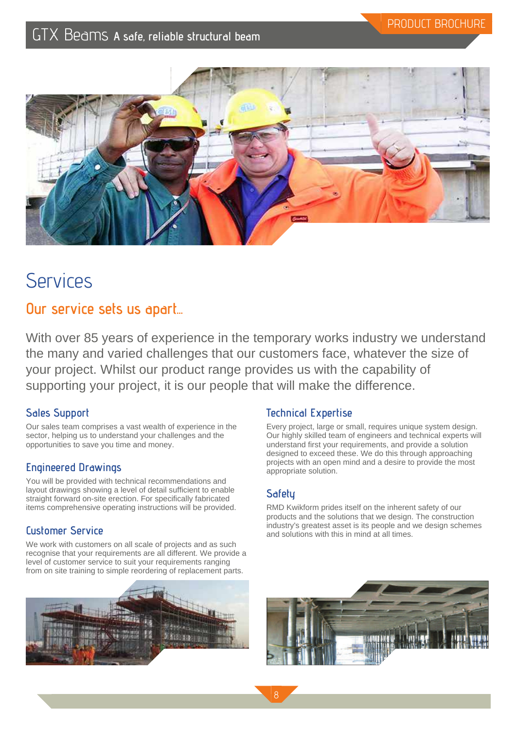# Services

## Our service sets us apart...

With over 85 years of experience in the temporary works industry we understand the many and varied challenges that our customers face, whatever the size of your project. Whilst our product range provides us with the capability of supporting your project, it is our people that will make the difference.

### Sales Support

Our sales team comprises a vast wealth of experience in the sector, helping us to understand your challenges and the opportunities to save you time and money.

### Engineered Drawings

You will be provided with technical recommendations and layout drawings showing a level of detail sufficient to enable straight forward on-site erection. For specifically fabricated items comprehensive operating instructions will be provided.

### Customer Service

We work with customers on all scale of projects and as such recognise that your requirements are all different. We provide a level of customer service to suit your requirements ranging from on site training to simple reordering of replacement parts.

### Technical Expertise

Every project, large or small, requires unique system design. Our highly skilled team of engineers and technical experts will understand first your requirements, and provide a solution designed to exceed these. We do this through approaching projects with an open mind and a desire to provide the most appropriate solution.

### Safety

RMD Kwikform prides itself on the inherent safety of our products and the solutions that we design. The construction industry's greatest asset is its people and we design schemes and solutions with this in mind at all times.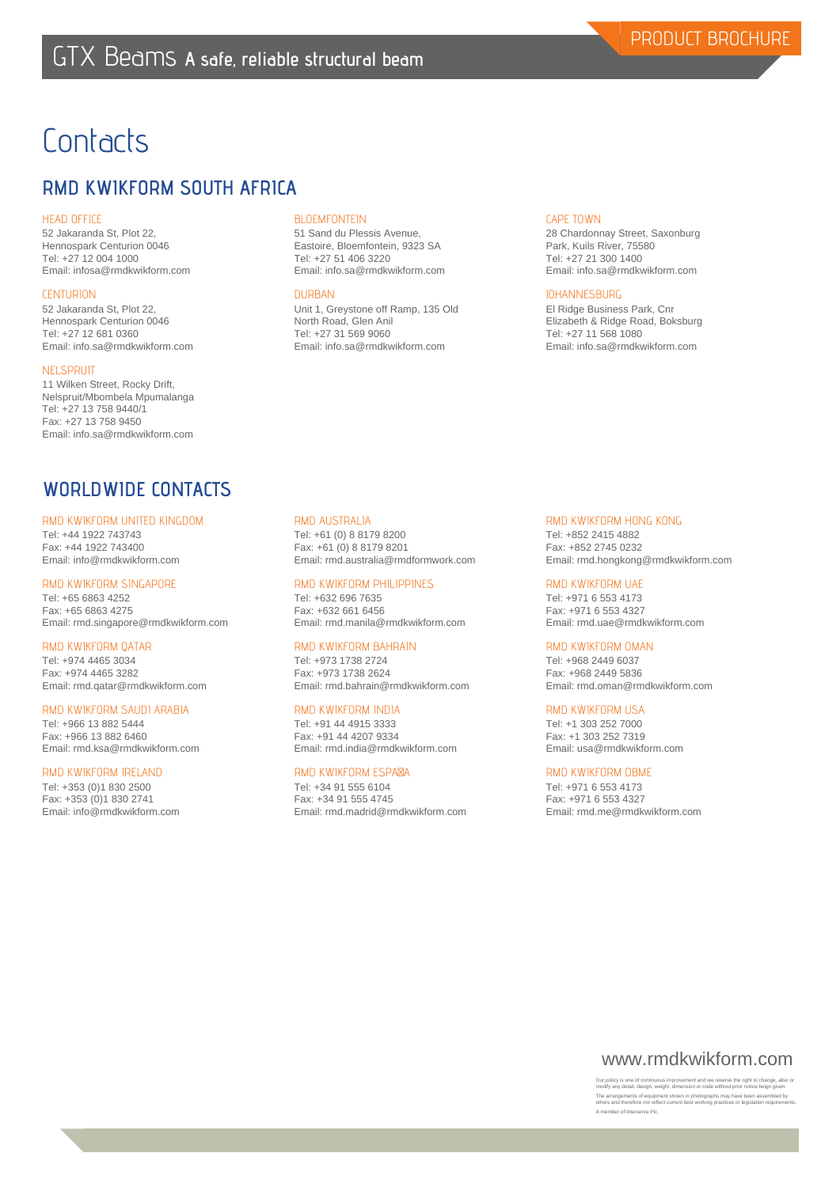# Contacts

## RMD KWIKFORM SOUTH AFRICA

HEAD OFFICE
52 Jakaranda St, Plot 22,
Hennospark Centurion 0046
Tel: +27 12 004 1000
Email: infosa@rmdkwikform.com

CENTURION
52 Jakaranda St, Plot 22,
Hennospark Centurion 0046
Tel: +27 12 681 0360
Email: info.sa@rmdkwikform.com

NELSPRUIT
11 Wilken Street, Rocky Drift,
Nelspruit/Mbombela Mpumalanga
Tel: +27 13 758 9440/1
Fax: +27 13 758 9450
Email: info.sa@rmdkwikform.com

BLOEMFONTEIN
51 Sand du Plessis Avenue,
Eastoire, Bloemfontein, 9323 SA
Tel: +27 51 406 3220
Email: info.sa@rmdkwikform.com

DURBAN
Unit 1, Greystone off Ramp, 135 Old
North Road, Glen Anil
Tel: +27 31 569 9060
Email: info.sa@rmdkwikform.com

CAPE TOWN
28 Chardonnay Street, Saxonburg
Park, Kuils River, 75580
Tel: +27 21 300 1400
Email: info.sa@rmdkwikform.com

JOHANNESBURG
El Ridge Business Park, Cnr
Elizabeth & Ridge Road, Boksburg
Tel: +27 11 568 1080
Email: info.sa@rmdkwikform.com

## WORLDWIDE CONTACTS

RMD KWIKFORM UNITED KINGDOM
Tel: +44 1922 743743
Fax: +44 1922 743400
Email: info@rmdkwikform.com

RMD KWIKFORM SINGAPORE
Tel: +65 6863 4252
Fax: +65 6863 4275
Email: rmd.singapore@rmdkwikform.com

RMD KWIKFORM QATAR
Tel: +974 4465 3034
Fax: +974 4465 3282
Email: rmd.qatar@rmdkwikform.com

RMD KWIKFORM SAUDI ARABIA
Tel: +966 13 882 5444
Fax: +966 13 882 6460
Email: rmd.ksa@rmdkwikform.com

RMD KWIKFORM IRELAND
Tel: +353 (0)1 830 2500
Fax: +353 (0)1 830 2741
Email: info@rmdkwikform.com

RMD AUSTRALIA
Tel: +61 (0) 8 8179 8200
Fax: +61 (0) 8 8179 8201
Email: rmd.australia@rmdformwork.com

RMD KWIKFORM PHILIPPINES
Tel: +632 696 7635
Fax: +632 661 6456
Email: rmd.manila@rmdkwikform.com

RMD KWIKFORM BAHRAIN
Tel: +973 1738 2724
Fax: +973 1738 2624
Email: rmd.bahrain@rmdkwikform.com

RMD KWIKFORM INDIA
Tel: +91 44 4915 3333
Fax: +91 44 4207 9334
Email: rmd.india@rmdkwikform.com

RMD KWIKFORM ESPAÑA
Tel: +34 91 555 6104
Fax: +34 91 555 4745
Email: rmd.madrid@rmdkwikform.com

RMD KWIKFORM HONG KONG
Tel: +852 2415 4882
Fax: +852 2745 0232
Email: rmd.hongkong@rmdkwikform.com

RMD KWIKFORM UAE
Tel: +971 6 553 4173
Fax: +971 6 553 4327
Email: rmd.uae@rmdkwikform.com

RMD KWIKFORM OMAN
Tel: +968 2449 6037
Fax: +968 2449 5836
Email: rmd.oman@rmdkwikform.com

RMD KWIKFORM USA
Tel: +1 303 252 7000
Fax: +1 303 252 7319
Email: usa@rmdkwikform.com

RMD KWIKFORM DBME
Tel: +971 6 553 4173
Fax: +971 6 553 4327
Email: rmd.me@rmdkwikform.com

www.rmdkwikform.com

Our policy is one of continuous improvement and we reserve the right to change, alter or modify any detail, design, weight, dimension or code without prior notice begin given.
The arrangements of equipment shown in photographs may have been assembled by others and therefore not reflect current best working practices or legislation requirements.
A member of Interserve Plc.